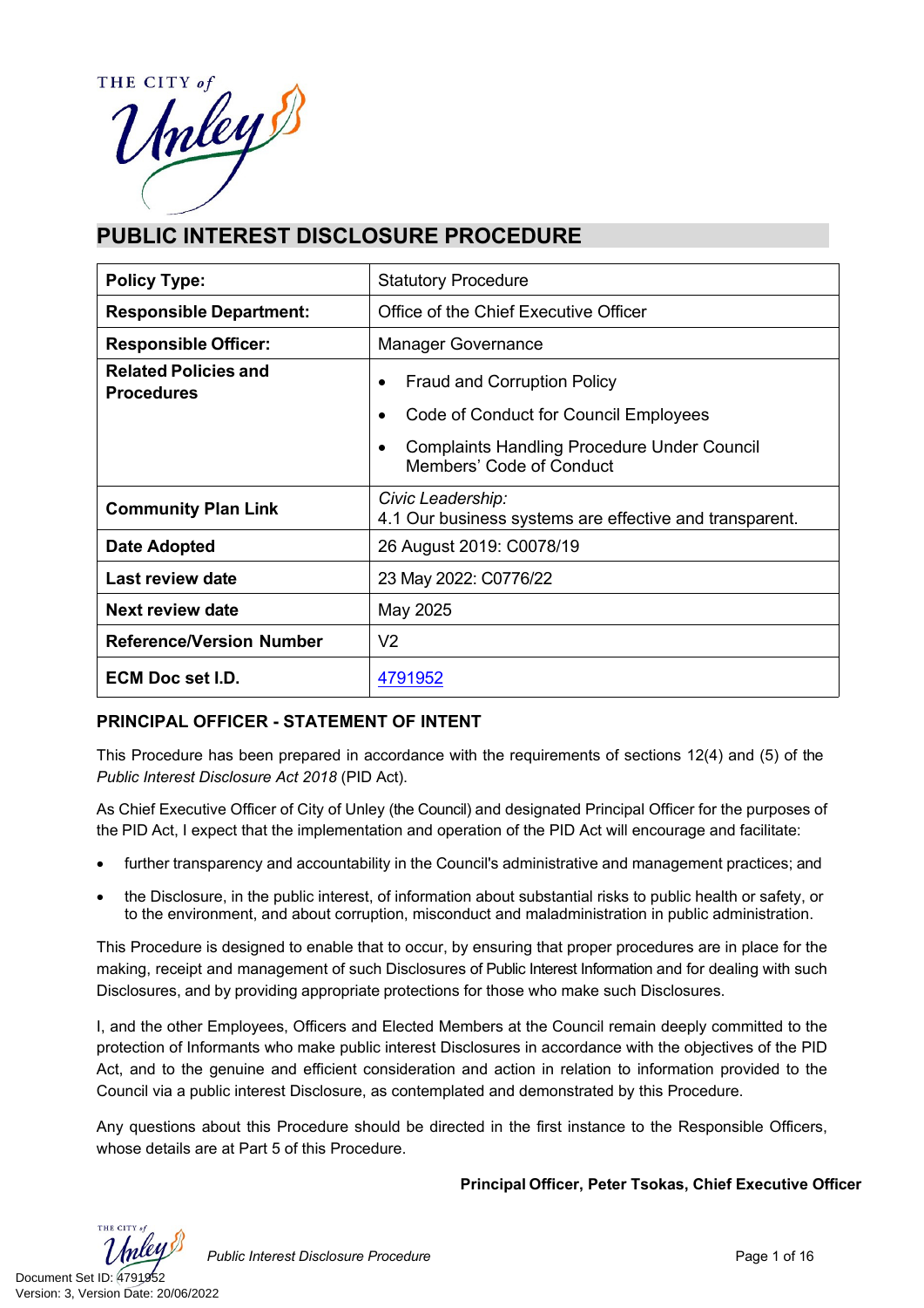# PUBLIC INTEREST DISCLOSURE PROCEDURE

| Policy Type: | Statutory Procedure |
|---|---|
| Responsible Department: | Office of the Chief Executive Officer |
| Responsible Officer: | Manager Governance |
| Related Policies and Procedures | • Fraud and Corruption Policy<br>• Code of Conduct for Council Employees<br>• Complaints Handling Procedure Under Council Members' Code of Conduct |
| Community Plan Link | *Civic Leadership:*<br>4.1 Our business systems are effective and transparent. |
| Date Adopted | 26 August 2019: C0078/19 |
| Last review date | 23 May 2022: C0776/22 |
| Next review date | May 2025 |
| Reference/Version Number | V2 |
| ECM Doc set I.D. | 4791952 |

## PRINCIPAL OFFICER - STATEMENT OF INTENT

This Procedure has been prepared in accordance with the requirements of sections 12(4) and (5) of the *Public Interest Disclosure Act 2018* (PID Act).

As Chief Executive Officer of City of Unley (the Council) and designated Principal Officer for the purposes of the PID Act, I expect that the implementation and operation of the PID Act will encourage and facilitate:

- further transparency and accountability in the Council's administrative and management practices; and
- the Disclosure, in the public interest, of information about substantial risks to public health or safety, or to the environment, and about corruption, misconduct and maladministration in public administration.

This Procedure is designed to enable that to occur, by ensuring that proper procedures are in place for the making, receipt and management of such Disclosures of Public Interest Information and for dealing with such Disclosures, and by providing appropriate protections for those who make such Disclosures.

I, and the other Employees, Officers and Elected Members at the Council remain deeply committed to the protection of Informants who make public interest Disclosures in accordance with the objectives of the PID Act, and to the genuine and efficient consideration and action in relation to information provided to the Council via a public interest Disclosure, as contemplated and demonstrated by this Procedure.

Any questions about this Procedure should be directed in the first instance to the Responsible Officers, whose details are at Part 5 of this Procedure.

**Principal Officer, Peter Tsokas, Chief Executive Officer**

Document Set ID: 4791952
Version: 3, Version Date: 20/06/2022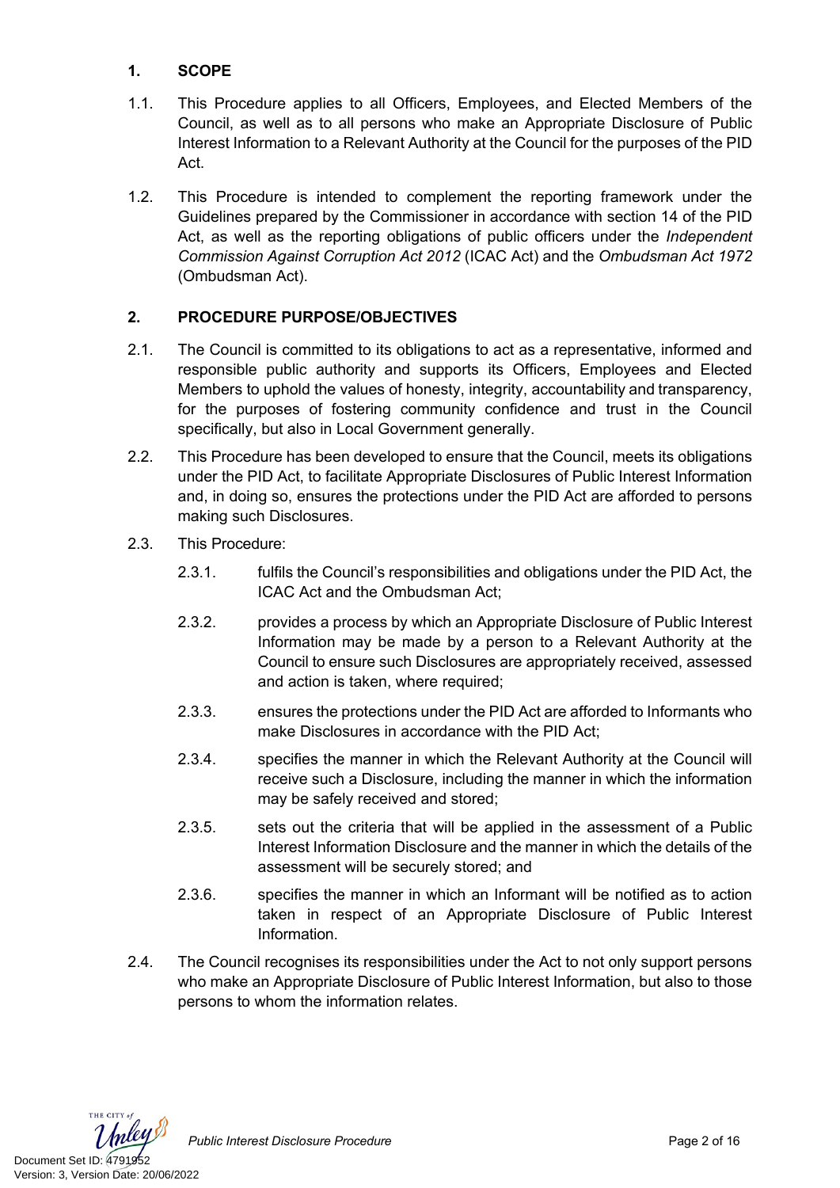## 1. SCOPE

1.1. This Procedure applies to all Officers, Employees, and Elected Members of the Council, as well as to all persons who make an Appropriate Disclosure of Public Interest Information to a Relevant Authority at the Council for the purposes of the PID Act.

1.2. This Procedure is intended to complement the reporting framework under the Guidelines prepared by the Commissioner in accordance with section 14 of the PID Act, as well as the reporting obligations of public officers under the *Independent Commission Against Corruption Act 2012* (ICAC Act) and the *Ombudsman Act 1972* (Ombudsman Act).

## 2. PROCEDURE PURPOSE/OBJECTIVES

2.1. The Council is committed to its obligations to act as a representative, informed and responsible public authority and supports its Officers, Employees and Elected Members to uphold the values of honesty, integrity, accountability and transparency, for the purposes of fostering community confidence and trust in the Council specifically, but also in Local Government generally.

2.2. This Procedure has been developed to ensure that the Council, meets its obligations under the PID Act, to facilitate Appropriate Disclosures of Public Interest Information and, in doing so, ensures the protections under the PID Act are afforded to persons making such Disclosures.

2.3. This Procedure:

2.3.1. fulfils the Council's responsibilities and obligations under the PID Act, the ICAC Act and the Ombudsman Act;

2.3.2. provides a process by which an Appropriate Disclosure of Public Interest Information may be made by a person to a Relevant Authority at the Council to ensure such Disclosures are appropriately received, assessed and action is taken, where required;

2.3.3. ensures the protections under the PID Act are afforded to Informants who make Disclosures in accordance with the PID Act;

2.3.4. specifies the manner in which the Relevant Authority at the Council will receive such a Disclosure, including the manner in which the information may be safely received and stored;

2.3.5. sets out the criteria that will be applied in the assessment of a Public Interest Information Disclosure and the manner in which the details of the assessment will be securely stored; and

2.3.6. specifies the manner in which an Informant will be notified as to action taken in respect of an Appropriate Disclosure of Public Interest Information.

2.4. The Council recognises its responsibilities under the Act to not only support persons who make an Appropriate Disclosure of Public Interest Information, but also to those persons to whom the information relates.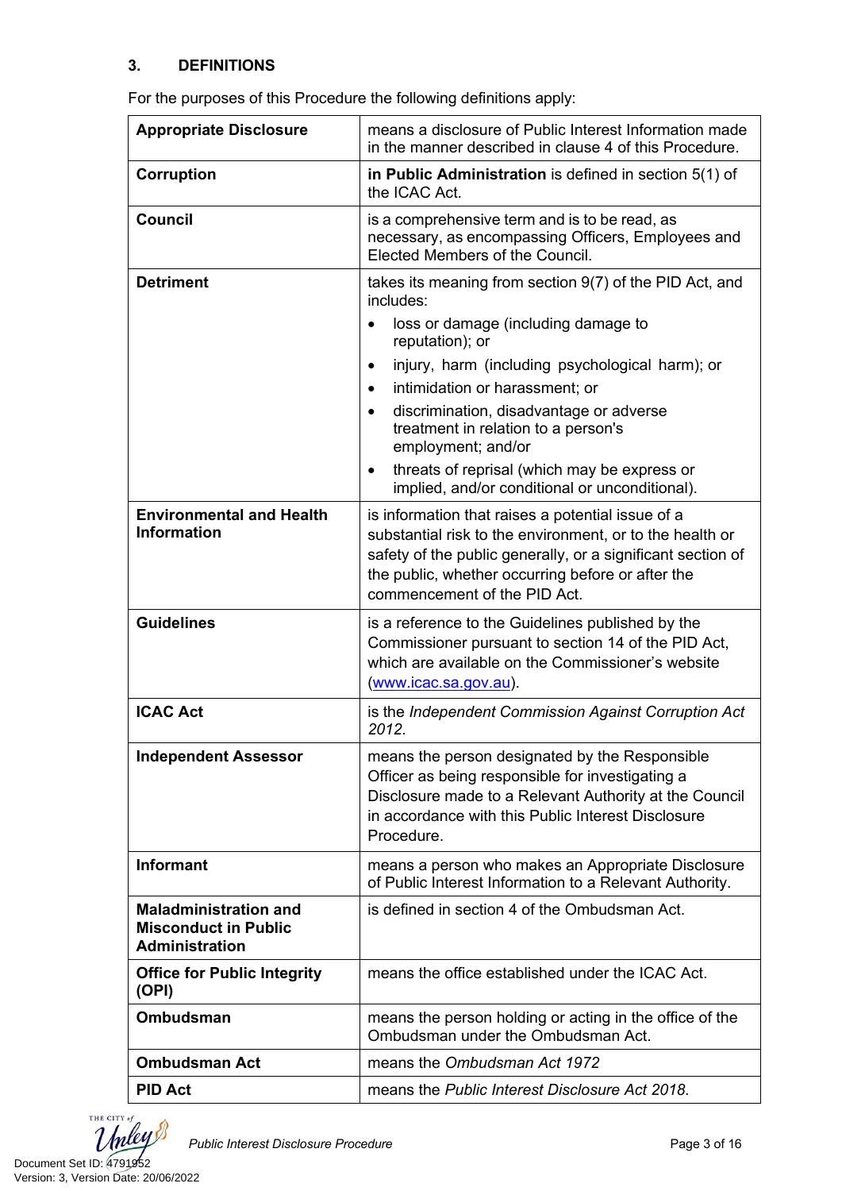## 3. DEFINITIONS

For the purposes of this Procedure the following definitions apply:

| Term | Definition |
|---|---|
| **Appropriate Disclosure** | means a disclosure of Public Interest Information made in the manner described in clause 4 of this Procedure. |
| **Corruption** | **in Public Administration** is defined in section 5(1) of the ICAC Act. |
| **Council** | is a comprehensive term and is to be read, as necessary, as encompassing Officers, Employees and Elected Members of the Council. |
| **Detriment** | takes its meaning from section 9(7) of the PID Act, and includes:<br>• loss or damage (including damage to reputation); or<br>• injury, harm (including psychological harm); or<br>• intimidation or harassment; or<br>• discrimination, disadvantage or adverse treatment in relation to a person's employment; and/or<br>• threats of reprisal (which may be express or implied, and/or conditional or unconditional). |
| **Environmental and Health Information** | is information that raises a potential issue of a substantial risk to the environment, or to the health or safety of the public generally, or a significant section of the public, whether occurring before or after the commencement of the PID Act. |
| **Guidelines** | is a reference to the Guidelines published by the Commissioner pursuant to section 14 of the PID Act, which are available on the Commissioner's website (www.icac.sa.gov.au). |
| **ICAC Act** | is the *Independent Commission Against Corruption Act 2012*. |
| **Independent Assessor** | means the person designated by the Responsible Officer as being responsible for investigating a Disclosure made to a Relevant Authority at the Council in accordance with this Public Interest Disclosure Procedure. |
| **Informant** | means a person who makes an Appropriate Disclosure of Public Interest Information to a Relevant Authority. |
| **Maladministration and Misconduct in Public Administration** | is defined in section 4 of the Ombudsman Act. |
| **Office for Public Integrity (OPI)** | means the office established under the ICAC Act. |
| **Ombudsman** | means the person holding or acting in the office of the Ombudsman under the Ombudsman Act. |
| **Ombudsman Act** | means the *Ombudsman Act 1972* |
| **PID Act** | means the *Public Interest Disclosure Act 2018*. |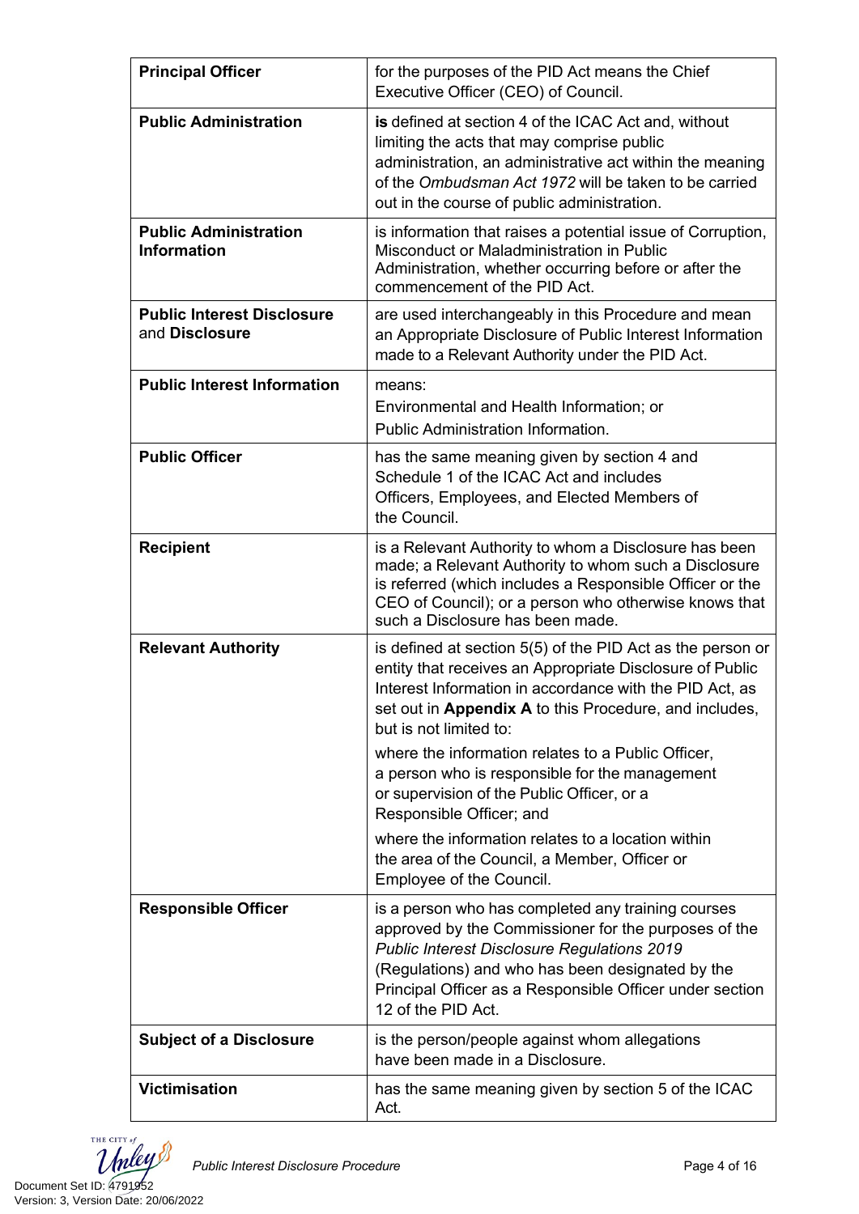| | |
|---|---|
| **Principal Officer** | for the purposes of the PID Act means the Chief Executive Officer (CEO) of Council. |
| **Public Administration** | **is** defined at section 4 of the ICAC Act and, without limiting the acts that may comprise public administration, an administrative act within the meaning of the *Ombudsman Act 1972* will be taken to be carried out in the course of public administration. |
| **Public Administration Information** | is information that raises a potential issue of Corruption, Misconduct or Maladministration in Public Administration, whether occurring before or after the commencement of the PID Act. |
| **Public Interest Disclosure** and **Disclosure** | are used interchangeably in this Procedure and mean an Appropriate Disclosure of Public Interest Information made to a Relevant Authority under the PID Act. |
| **Public Interest Information** | means:<br>Environmental and Health Information; or<br>Public Administration Information. |
| **Public Officer** | has the same meaning given by section 4 and Schedule 1 of the ICAC Act and includes Officers, Employees, and Elected Members of the Council. |
| **Recipient** | is a Relevant Authority to whom a Disclosure has been made; a Relevant Authority to whom such a Disclosure is referred (which includes a Responsible Officer or the CEO of Council); or a person who otherwise knows that such a Disclosure has been made. |
| **Relevant Authority** | is defined at section 5(5) of the PID Act as the person or entity that receives an Appropriate Disclosure of Public Interest Information in accordance with the PID Act, as set out in **Appendix A** to this Procedure, and includes, but is not limited to:<br>where the information relates to a Public Officer, a person who is responsible for the management or supervision of the Public Officer, or a Responsible Officer; and<br>where the information relates to a location within the area of the Council, a Member, Officer or Employee of the Council. |
| **Responsible Officer** | is a person who has completed any training courses approved by the Commissioner for the purposes of the *Public Interest Disclosure Regulations 2019* (Regulations) and who has been designated by the Principal Officer as a Responsible Officer under section 12 of the PID Act. |
| **Subject of a Disclosure** | is the person/people against whom allegations have been made in a Disclosure. |
| **Victimisation** | has the same meaning given by section 5 of the ICAC Act. |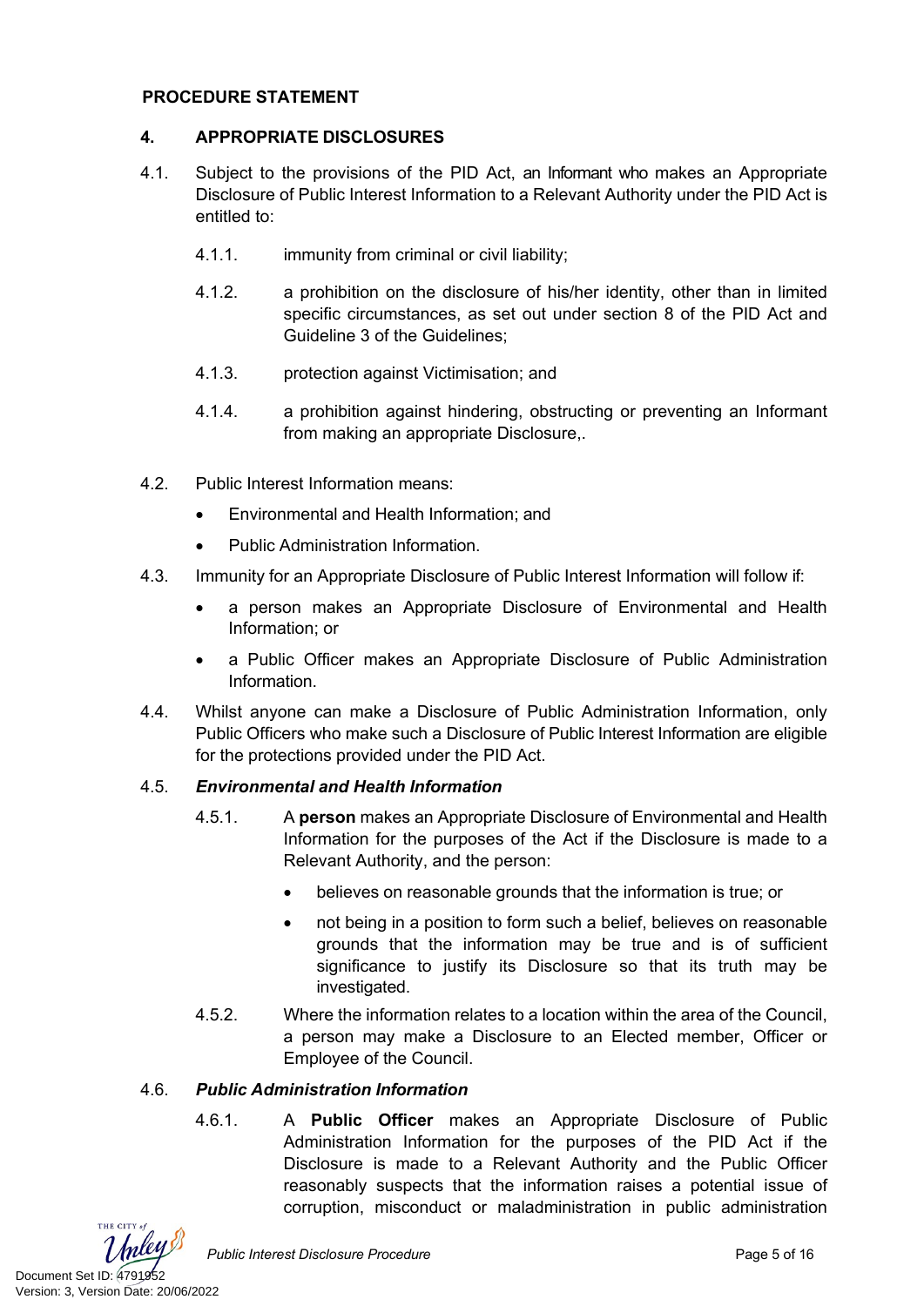**PROCEDURE STATEMENT**

## 4. APPROPRIATE DISCLOSURES

4.1. Subject to the provisions of the PID Act, an Informant who makes an Appropriate Disclosure of Public Interest Information to a Relevant Authority under the PID Act is entitled to:

4.1.1. immunity from criminal or civil liability;

4.1.2. a prohibition on the disclosure of his/her identity, other than in limited specific circumstances, as set out under section 8 of the PID Act and Guideline 3 of the Guidelines;

4.1.3. protection against Victimisation; and

4.1.4. a prohibition against hindering, obstructing or preventing an Informant from making an appropriate Disclosure,.

4.2. Public Interest Information means:

- Environmental and Health Information; and
- Public Administration Information.

4.3. Immunity for an Appropriate Disclosure of Public Interest Information will follow if:

- a person makes an Appropriate Disclosure of Environmental and Health Information; or
- a Public Officer makes an Appropriate Disclosure of Public Administration Information.

4.4. Whilst anyone can make a Disclosure of Public Administration Information, only Public Officers who make such a Disclosure of Public Interest Information are eligible for the protections provided under the PID Act.

4.5. ***Environmental and Health Information***

4.5.1. A **person** makes an Appropriate Disclosure of Environmental and Health Information for the purposes of the Act if the Disclosure is made to a Relevant Authority, and the person:

- believes on reasonable grounds that the information is true; or
- not being in a position to form such a belief, believes on reasonable grounds that the information may be true and is of sufficient significance to justify its Disclosure so that its truth may be investigated.

4.5.2. Where the information relates to a location within the area of the Council, a person may make a Disclosure to an Elected member, Officer or Employee of the Council.

4.6. ***Public Administration Information***

4.6.1. A **Public Officer** makes an Appropriate Disclosure of Public Administration Information for the purposes of the PID Act if the Disclosure is made to a Relevant Authority and the Public Officer reasonably suspects that the information raises a potential issue of corruption, misconduct or maladministration in public administration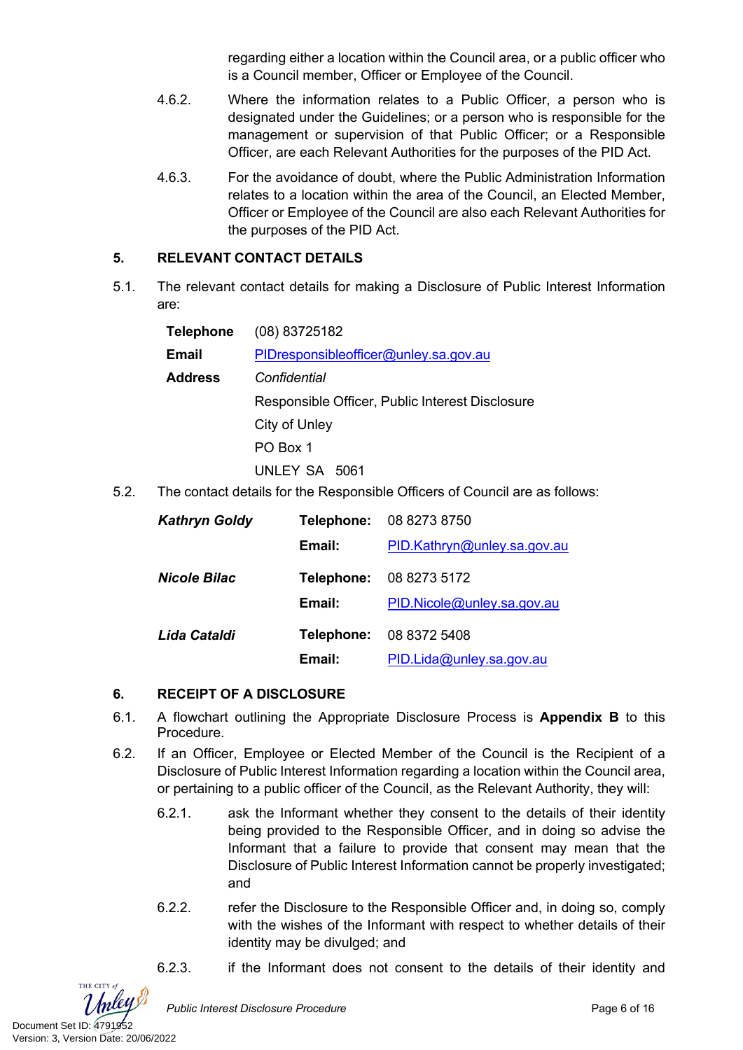regarding either a location within the Council area, or a public officer who is a Council member, Officer or Employee of the Council.

4.6.2. Where the information relates to a Public Officer, a person who is designated under the Guidelines; or a person who is responsible for the management or supervision of that Public Officer; or a Responsible Officer, are each Relevant Authorities for the purposes of the PID Act.

4.6.3. For the avoidance of doubt, where the Public Administration Information relates to a location within the area of the Council, an Elected Member, Officer or Employee of the Council are also each Relevant Authorities for the purposes of the PID Act.

## 5. RELEVANT CONTACT DETAILS

5.1. The relevant contact details for making a Disclosure of Public Interest Information are:

| | |
|---|---|
| **Telephone** | (08) 83725182 |
| **Email** | PIDresponsibleofficer@unley.sa.gov.au |
| **Address** | *Confidential* |
| | Responsible Officer, Public Interest Disclosure |
| | City of Unley |
| | PO Box 1 |
| | UNLEY SA 5061 |

5.2. The contact details for the Responsible Officers of Council are as follows:

| | | |
|---|---|---|
| ***Kathryn Goldy*** | **Telephone:** | 08 8273 8750 |
| | **Email:** | PID.Kathryn@unley.sa.gov.au |
| ***Nicole Bilac*** | **Telephone:** | 08 8273 5172 |
| | **Email:** | PID.Nicole@unley.sa.gov.au |
| ***Lida Cataldi*** | **Telephone:** | 08 8372 5408 |
| | **Email:** | PID.Lida@unley.sa.gov.au |

## 6. RECEIPT OF A DISCLOSURE

6.1. A flowchart outlining the Appropriate Disclosure Process is **Appendix B** to this Procedure.

6.2. If an Officer, Employee or Elected Member of the Council is the Recipient of a Disclosure of Public Interest Information regarding a location within the Council area, or pertaining to a public officer of the Council, as the Relevant Authority, they will:

6.2.1. ask the Informant whether they consent to the details of their identity being provided to the Responsible Officer, and in doing so advise the Informant that a failure to provide that consent may mean that the Disclosure of Public Interest Information cannot be properly investigated; and

6.2.2. refer the Disclosure to the Responsible Officer and, in doing so, comply with the wishes of the Informant with respect to whether details of their identity may be divulged; and

6.2.3. if the Informant does not consent to the details of their identity and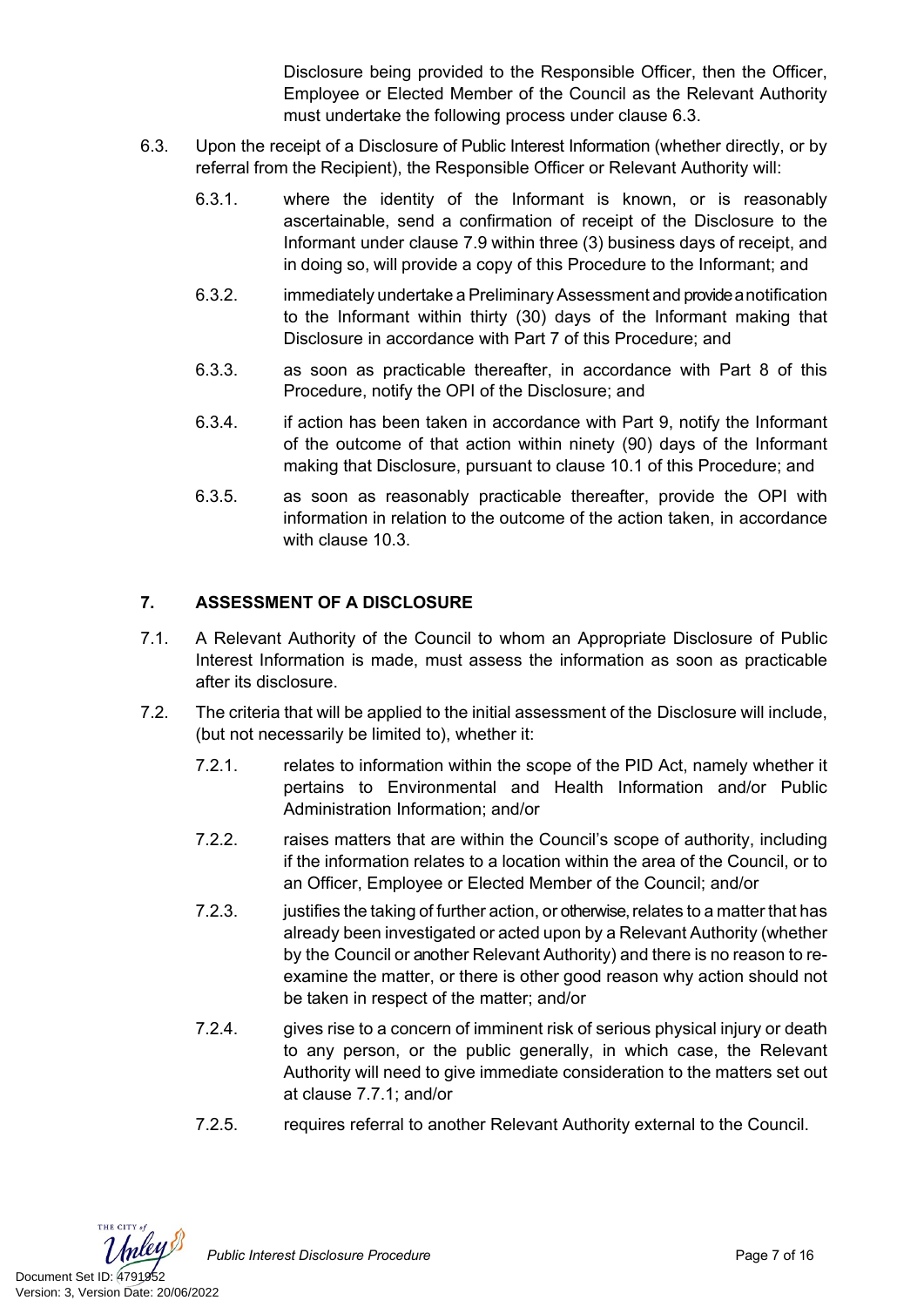Disclosure being provided to the Responsible Officer, then the Officer, Employee or Elected Member of the Council as the Relevant Authority must undertake the following process under clause 6.3.

6.3. Upon the receipt of a Disclosure of Public Interest Information (whether directly, or by referral from the Recipient), the Responsible Officer or Relevant Authority will:

   6.3.1. where the identity of the Informant is known, or is reasonably ascertainable, send a confirmation of receipt of the Disclosure to the Informant under clause 7.9 within three (3) business days of receipt, and in doing so, will provide a copy of this Procedure to the Informant; and

   6.3.2. immediately undertake a Preliminary Assessment and provide a notification to the Informant within thirty (30) days of the Informant making that Disclosure in accordance with Part 7 of this Procedure; and

   6.3.3. as soon as practicable thereafter, in accordance with Part 8 of this Procedure, notify the OPI of the Disclosure; and

   6.3.4. if action has been taken in accordance with Part 9, notify the Informant of the outcome of that action within ninety (90) days of the Informant making that Disclosure, pursuant to clause 10.1 of this Procedure; and

   6.3.5. as soon as reasonably practicable thereafter, provide the OPI with information in relation to the outcome of the action taken, in accordance with clause 10.3.

## 7. ASSESSMENT OF A DISCLOSURE

7.1. A Relevant Authority of the Council to whom an Appropriate Disclosure of Public Interest Information is made, must assess the information as soon as practicable after its disclosure.

7.2. The criteria that will be applied to the initial assessment of the Disclosure will include, (but not necessarily be limited to), whether it:

   7.2.1. relates to information within the scope of the PID Act, namely whether it pertains to Environmental and Health Information and/or Public Administration Information; and/or

   7.2.2. raises matters that are within the Council's scope of authority, including if the information relates to a location within the area of the Council, or to an Officer, Employee or Elected Member of the Council; and/or

   7.2.3. justifies the taking of further action, or otherwise, relates to a matter that has already been investigated or acted upon by a Relevant Authority (whether by the Council or another Relevant Authority) and there is no reason to re-examine the matter, or there is other good reason why action should not be taken in respect of the matter; and/or

   7.2.4. gives rise to a concern of imminent risk of serious physical injury or death to any person, or the public generally, in which case, the Relevant Authority will need to give immediate consideration to the matters set out at clause 7.7.1; and/or

   7.2.5. requires referral to another Relevant Authority external to the Council.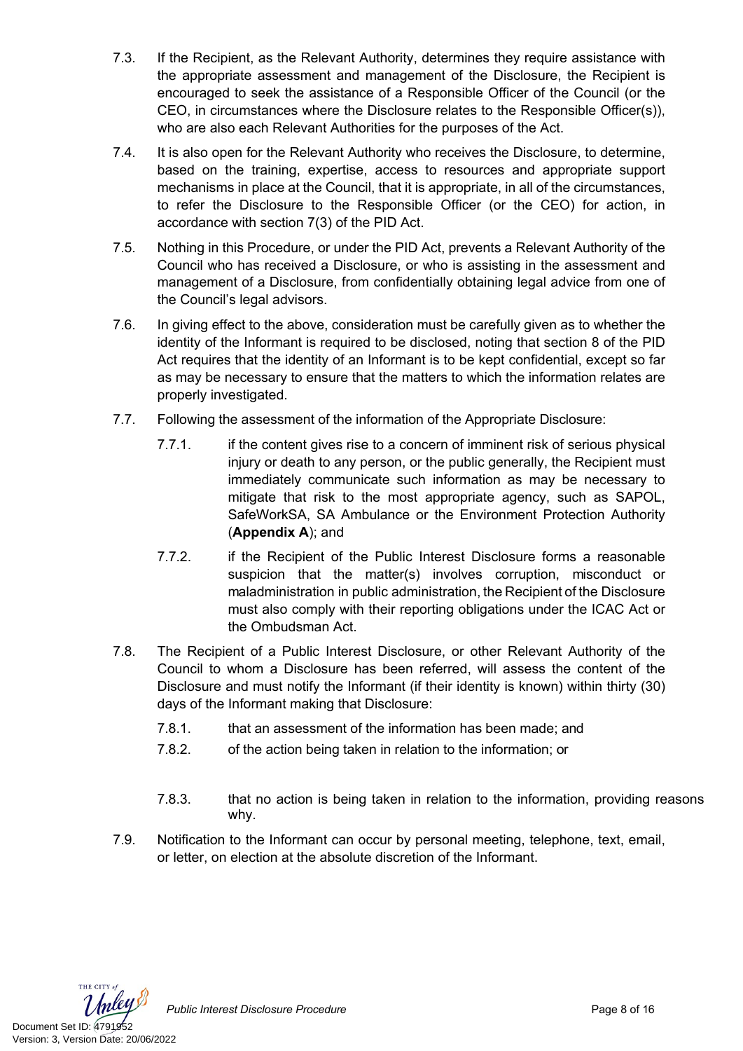7.3. If the Recipient, as the Relevant Authority, determines they require assistance with the appropriate assessment and management of the Disclosure, the Recipient is encouraged to seek the assistance of a Responsible Officer of the Council (or the CEO, in circumstances where the Disclosure relates to the Responsible Officer(s)), who are also each Relevant Authorities for the purposes of the Act.

7.4. It is also open for the Relevant Authority who receives the Disclosure, to determine, based on the training, expertise, access to resources and appropriate support mechanisms in place at the Council, that it is appropriate, in all of the circumstances, to refer the Disclosure to the Responsible Officer (or the CEO) for action, in accordance with section 7(3) of the PID Act.

7.5. Nothing in this Procedure, or under the PID Act, prevents a Relevant Authority of the Council who has received a Disclosure, or who is assisting in the assessment and management of a Disclosure, from confidentially obtaining legal advice from one of the Council's legal advisors.

7.6. In giving effect to the above, consideration must be carefully given as to whether the identity of the Informant is required to be disclosed, noting that section 8 of the PID Act requires that the identity of an Informant is to be kept confidential, except so far as may be necessary to ensure that the matters to which the information relates are properly investigated.

7.7. Following the assessment of the information of the Appropriate Disclosure:

7.7.1. if the content gives rise to a concern of imminent risk of serious physical injury or death to any person, or the public generally, the Recipient must immediately communicate such information as may be necessary to mitigate that risk to the most appropriate agency, such as SAPOL, SafeWorkSA, SA Ambulance or the Environment Protection Authority (**Appendix A**); and

7.7.2. if the Recipient of the Public Interest Disclosure forms a reasonable suspicion that the matter(s) involves corruption, misconduct or maladministration in public administration, the Recipient of the Disclosure must also comply with their reporting obligations under the ICAC Act or the Ombudsman Act.

7.8. The Recipient of a Public Interest Disclosure, or other Relevant Authority of the Council to whom a Disclosure has been referred, will assess the content of the Disclosure and must notify the Informant (if their identity is known) within thirty (30) days of the Informant making that Disclosure:

7.8.1. that an assessment of the information has been made; and

7.8.2. of the action being taken in relation to the information; or

7.8.3. that no action is being taken in relation to the information, providing reasons why.

7.9. Notification to the Informant can occur by personal meeting, telephone, text, email, or letter, on election at the absolute discretion of the Informant.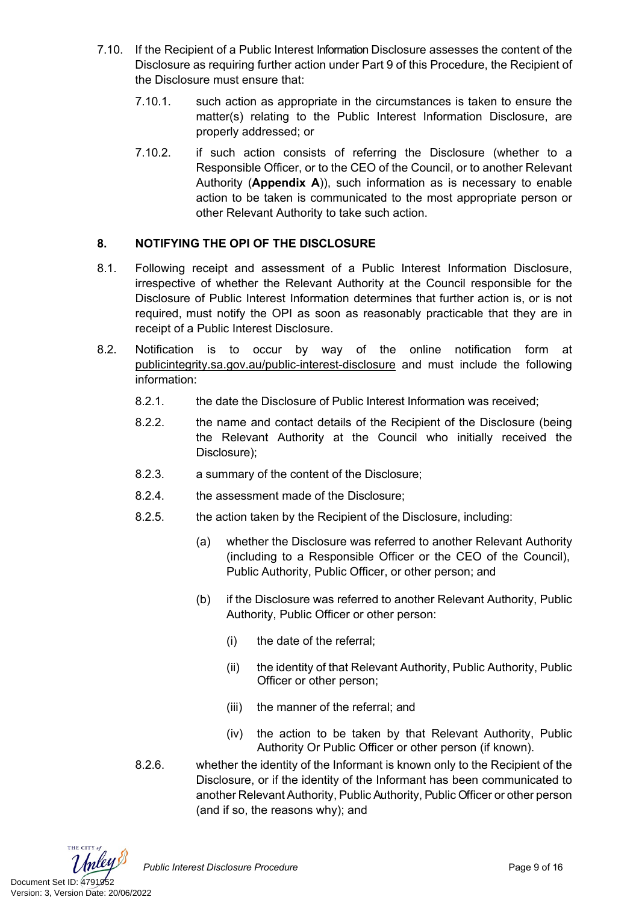7.10. If the Recipient of a Public Interest Information Disclosure assesses the content of the Disclosure as requiring further action under Part 9 of this Procedure, the Recipient of the Disclosure must ensure that:

7.10.1. such action as appropriate in the circumstances is taken to ensure the matter(s) relating to the Public Interest Information Disclosure, are properly addressed; or

7.10.2. if such action consists of referring the Disclosure (whether to a Responsible Officer, or to the CEO of the Council, or to another Relevant Authority (**Appendix A**)), such information as is necessary to enable action to be taken is communicated to the most appropriate person or other Relevant Authority to take such action.

## 8. NOTIFYING THE OPI OF THE DISCLOSURE

8.1. Following receipt and assessment of a Public Interest Information Disclosure, irrespective of whether the Relevant Authority at the Council responsible for the Disclosure of Public Interest Information determines that further action is, or is not required, must notify the OPI as soon as reasonably practicable that they are in receipt of a Public Interest Disclosure.

8.2. Notification is to occur by way of the online notification form at publicintegrity.sa.gov.au/public-interest-disclosure and must include the following information:

8.2.1. the date the Disclosure of Public Interest Information was received;

8.2.2. the name and contact details of the Recipient of the Disclosure (being the Relevant Authority at the Council who initially received the Disclosure);

8.2.3. a summary of the content of the Disclosure;

8.2.4. the assessment made of the Disclosure;

8.2.5. the action taken by the Recipient of the Disclosure, including:

(a) whether the Disclosure was referred to another Relevant Authority (including to a Responsible Officer or the CEO of the Council), Public Authority, Public Officer, or other person; and

(b) if the Disclosure was referred to another Relevant Authority, Public Authority, Public Officer or other person:

(i) the date of the referral;

(ii) the identity of that Relevant Authority, Public Authority, Public Officer or other person;

(iii) the manner of the referral; and

(iv) the action to be taken by that Relevant Authority, Public Authority Or Public Officer or other person (if known).

8.2.6. whether the identity of the Informant is known only to the Recipient of the Disclosure, or if the identity of the Informant has been communicated to another Relevant Authority, Public Authority, Public Officer or other person (and if so, the reasons why); and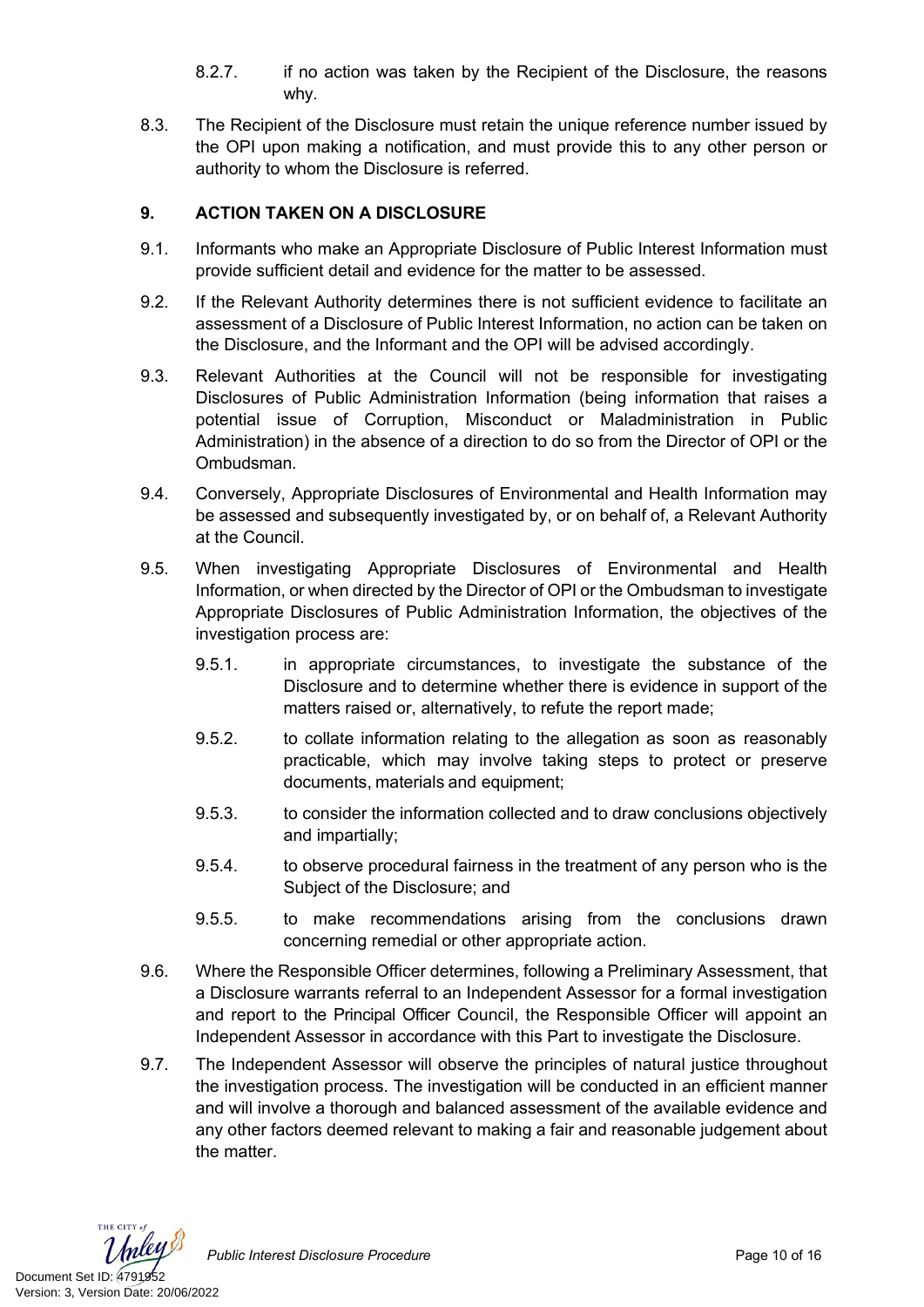8.2.7. if no action was taken by the Recipient of the Disclosure, the reasons why.

8.3. The Recipient of the Disclosure must retain the unique reference number issued by the OPI upon making a notification, and must provide this to any other person or authority to whom the Disclosure is referred.

## 9. ACTION TAKEN ON A DISCLOSURE

9.1. Informants who make an Appropriate Disclosure of Public Interest Information must provide sufficient detail and evidence for the matter to be assessed.

9.2. If the Relevant Authority determines there is not sufficient evidence to facilitate an assessment of a Disclosure of Public Interest Information, no action can be taken on the Disclosure, and the Informant and the OPI will be advised accordingly.

9.3. Relevant Authorities at the Council will not be responsible for investigating Disclosures of Public Administration Information (being information that raises a potential issue of Corruption, Misconduct or Maladministration in Public Administration) in the absence of a direction to do so from the Director of OPI or the Ombudsman.

9.4. Conversely, Appropriate Disclosures of Environmental and Health Information may be assessed and subsequently investigated by, or on behalf of, a Relevant Authority at the Council.

9.5. When investigating Appropriate Disclosures of Environmental and Health Information, or when directed by the Director of OPI or the Ombudsman to investigate Appropriate Disclosures of Public Administration Information, the objectives of the investigation process are:

9.5.1. in appropriate circumstances, to investigate the substance of the Disclosure and to determine whether there is evidence in support of the matters raised or, alternatively, to refute the report made;

9.5.2. to collate information relating to the allegation as soon as reasonably practicable, which may involve taking steps to protect or preserve documents, materials and equipment;

9.5.3. to consider the information collected and to draw conclusions objectively and impartially;

9.5.4. to observe procedural fairness in the treatment of any person who is the Subject of the Disclosure; and

9.5.5. to make recommendations arising from the conclusions drawn concerning remedial or other appropriate action.

9.6. Where the Responsible Officer determines, following a Preliminary Assessment, that a Disclosure warrants referral to an Independent Assessor for a formal investigation and report to the Principal Officer Council, the Responsible Officer will appoint an Independent Assessor in accordance with this Part to investigate the Disclosure.

9.7. The Independent Assessor will observe the principles of natural justice throughout the investigation process. The investigation will be conducted in an efficient manner and will involve a thorough and balanced assessment of the available evidence and any other factors deemed relevant to making a fair and reasonable judgement about the matter.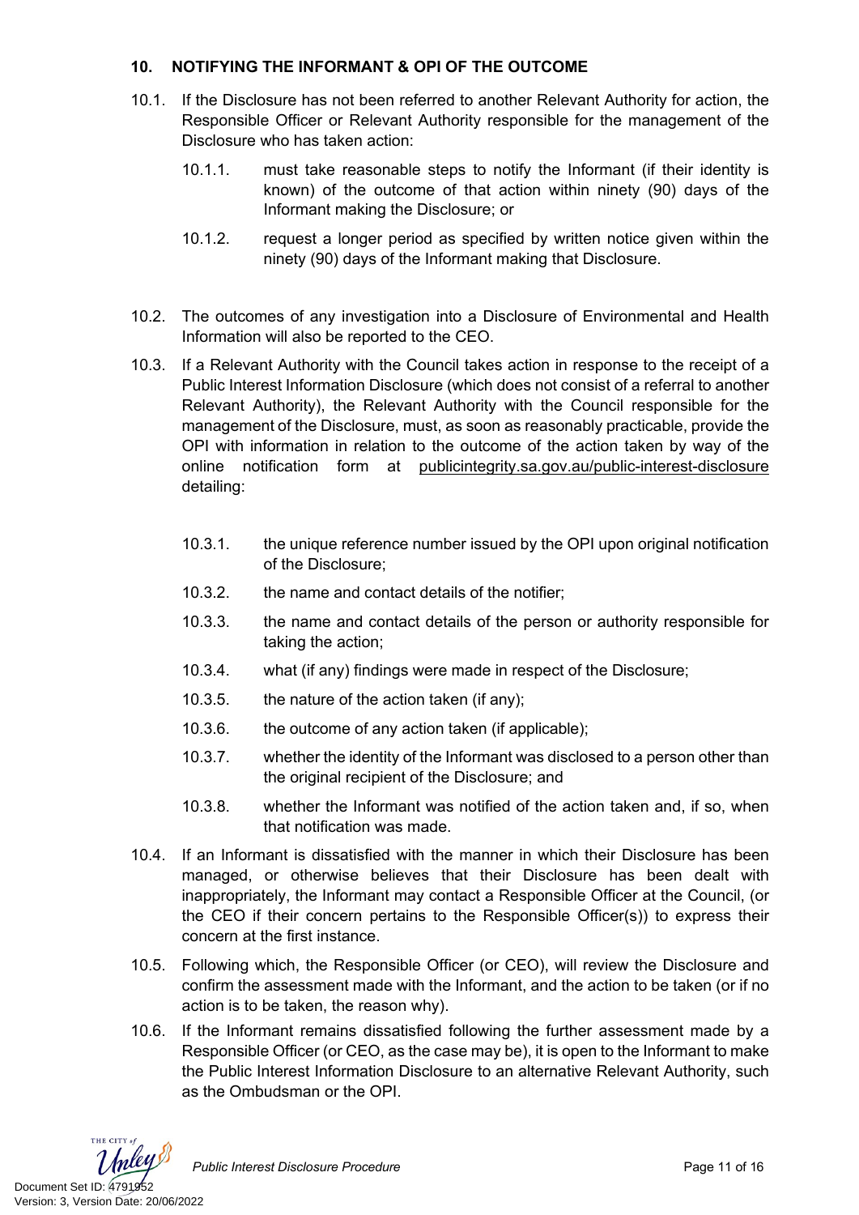## 10. NOTIFYING THE INFORMANT & OPI OF THE OUTCOME

10.1. If the Disclosure has not been referred to another Relevant Authority for action, the Responsible Officer or Relevant Authority responsible for the management of the Disclosure who has taken action:

10.1.1. must take reasonable steps to notify the Informant (if their identity is known) of the outcome of that action within ninety (90) days of the Informant making the Disclosure; or

10.1.2. request a longer period as specified by written notice given within the ninety (90) days of the Informant making that Disclosure.

10.2. The outcomes of any investigation into a Disclosure of Environmental and Health Information will also be reported to the CEO.

10.3. If a Relevant Authority with the Council takes action in response to the receipt of a Public Interest Information Disclosure (which does not consist of a referral to another Relevant Authority), the Relevant Authority with the Council responsible for the management of the Disclosure, must, as soon as reasonably practicable, provide the OPI with information in relation to the outcome of the action taken by way of the online notification form at publicintegrity.sa.gov.au/public-interest-disclosure detailing:

10.3.1. the unique reference number issued by the OPI upon original notification of the Disclosure;

10.3.2. the name and contact details of the notifier;

10.3.3. the name and contact details of the person or authority responsible for taking the action;

10.3.4. what (if any) findings were made in respect of the Disclosure;

10.3.5. the nature of the action taken (if any);

10.3.6. the outcome of any action taken (if applicable);

10.3.7. whether the identity of the Informant was disclosed to a person other than the original recipient of the Disclosure; and

10.3.8. whether the Informant was notified of the action taken and, if so, when that notification was made.

10.4. If an Informant is dissatisfied with the manner in which their Disclosure has been managed, or otherwise believes that their Disclosure has been dealt with inappropriately, the Informant may contact a Responsible Officer at the Council, (or the CEO if their concern pertains to the Responsible Officer(s)) to express their concern at the first instance.

10.5. Following which, the Responsible Officer (or CEO), will review the Disclosure and confirm the assessment made with the Informant, and the action to be taken (or if no action is to be taken, the reason why).

10.6. If the Informant remains dissatisfied following the further assessment made by a Responsible Officer (or CEO, as the case may be), it is open to the Informant to make the Public Interest Information Disclosure to an alternative Relevant Authority, such as the Ombudsman or the OPI.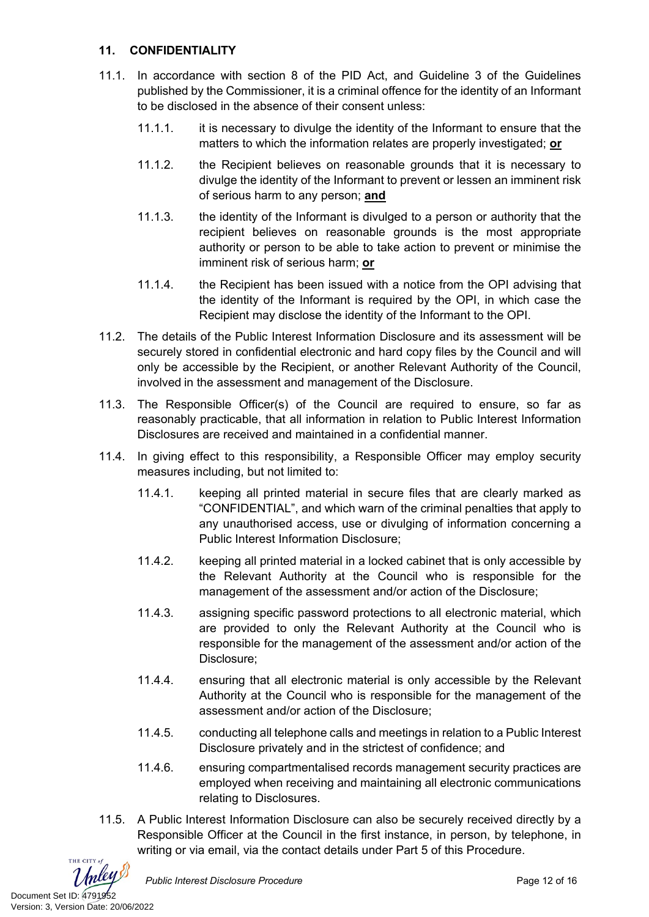## 11. CONFIDENTIALITY

11.1. In accordance with section 8 of the PID Act, and Guideline 3 of the Guidelines published by the Commissioner, it is a criminal offence for the identity of an Informant to be disclosed in the absence of their consent unless:

- 11.1.1. it is necessary to divulge the identity of the Informant to ensure that the matters to which the information relates are properly investigated; **or**
- 11.1.2. the Recipient believes on reasonable grounds that it is necessary to divulge the identity of the Informant to prevent or lessen an imminent risk of serious harm to any person; **and**
- 11.1.3. the identity of the Informant is divulged to a person or authority that the recipient believes on reasonable grounds is the most appropriate authority or person to be able to take action to prevent or minimise the imminent risk of serious harm; **or**
- 11.1.4. the Recipient has been issued with a notice from the OPI advising that the identity of the Informant is required by the OPI, in which case the Recipient may disclose the identity of the Informant to the OPI.

11.2. The details of the Public Interest Information Disclosure and its assessment will be securely stored in confidential electronic and hard copy files by the Council and will only be accessible by the Recipient, or another Relevant Authority of the Council, involved in the assessment and management of the Disclosure.

11.3. The Responsible Officer(s) of the Council are required to ensure, so far as reasonably practicable, that all information in relation to Public Interest Information Disclosures are received and maintained in a confidential manner.

11.4. In giving effect to this responsibility, a Responsible Officer may employ security measures including, but not limited to:

- 11.4.1. keeping all printed material in secure files that are clearly marked as "CONFIDENTIAL", and which warn of the criminal penalties that apply to any unauthorised access, use or divulging of information concerning a Public Interest Information Disclosure;
- 11.4.2. keeping all printed material in a locked cabinet that is only accessible by the Relevant Authority at the Council who is responsible for the management of the assessment and/or action of the Disclosure;
- 11.4.3. assigning specific password protections to all electronic material, which are provided to only the Relevant Authority at the Council who is responsible for the management of the assessment and/or action of the Disclosure;
- 11.4.4. ensuring that all electronic material is only accessible by the Relevant Authority at the Council who is responsible for the management of the assessment and/or action of the Disclosure;
- 11.4.5. conducting all telephone calls and meetings in relation to a Public Interest Disclosure privately and in the strictest of confidence; and
- 11.4.6. ensuring compartmentalised records management security practices are employed when receiving and maintaining all electronic communications relating to Disclosures.

11.5. A Public Interest Information Disclosure can also be securely received directly by a Responsible Officer at the Council in the first instance, in person, by telephone, in writing or via email, via the contact details under Part 5 of this Procedure.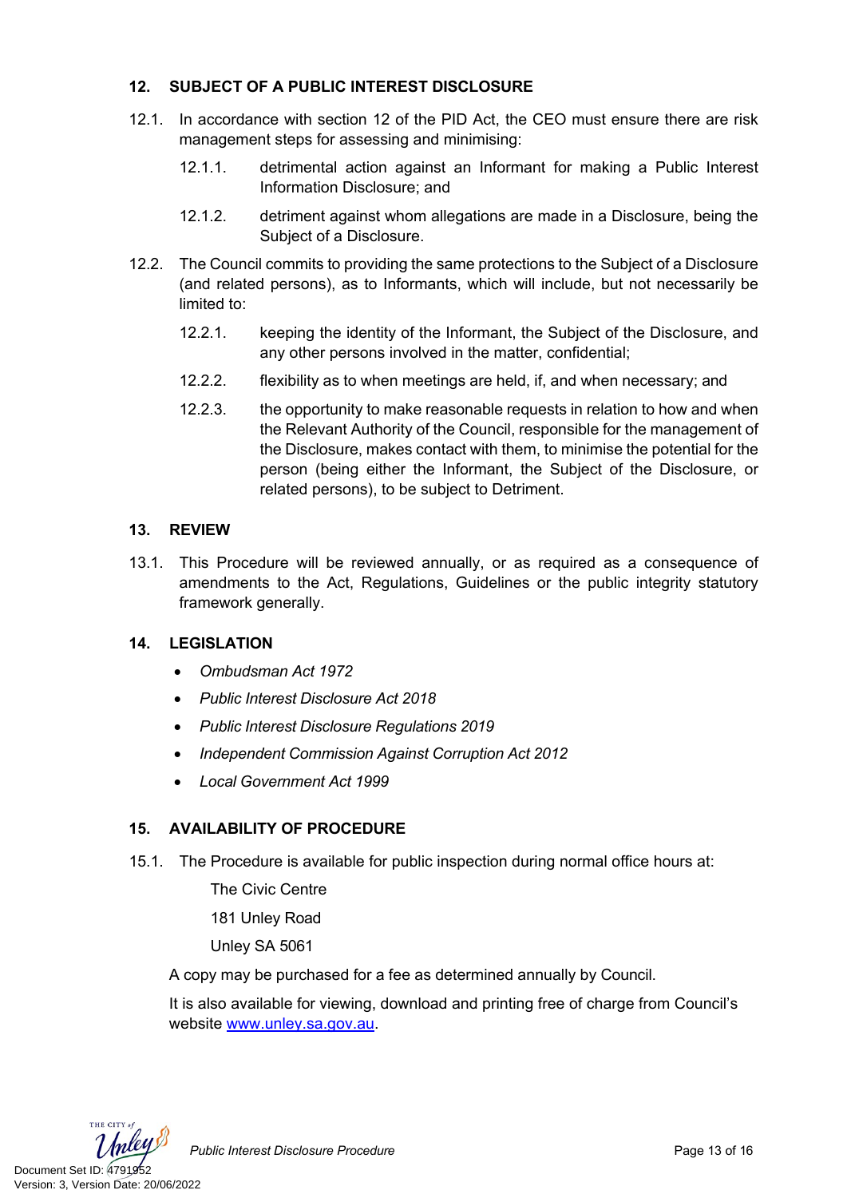## 12. SUBJECT OF A PUBLIC INTEREST DISCLOSURE

12.1. In accordance with section 12 of the PID Act, the CEO must ensure there are risk management steps for assessing and minimising:

- 12.1.1. detrimental action against an Informant for making a Public Interest Information Disclosure; and
- 12.1.2. detriment against whom allegations are made in a Disclosure, being the Subject of a Disclosure.

12.2. The Council commits to providing the same protections to the Subject of a Disclosure (and related persons), as to Informants, which will include, but not necessarily be limited to:

- 12.2.1. keeping the identity of the Informant, the Subject of the Disclosure, and any other persons involved in the matter, confidential;
- 12.2.2. flexibility as to when meetings are held, if, and when necessary; and
- 12.2.3. the opportunity to make reasonable requests in relation to how and when the Relevant Authority of the Council, responsible for the management of the Disclosure, makes contact with them, to minimise the potential for the person (being either the Informant, the Subject of the Disclosure, or related persons), to be subject to Detriment.

## 13. REVIEW

13.1. This Procedure will be reviewed annually, or as required as a consequence of amendments to the Act, Regulations, Guidelines or the public integrity statutory framework generally.

## 14. LEGISLATION

- *Ombudsman Act 1972*
- *Public Interest Disclosure Act 2018*
- *Public Interest Disclosure Regulations 2019*
- *Independent Commission Against Corruption Act 2012*
- *Local Government Act 1999*

## 15. AVAILABILITY OF PROCEDURE

15.1. The Procedure is available for public inspection during normal office hours at:

The Civic Centre
181 Unley Road
Unley SA 5061

A copy may be purchased for a fee as determined annually by Council.

It is also available for viewing, download and printing free of charge from Council's website [www.unley.sa.gov.au](http://www.unley.sa.gov.au).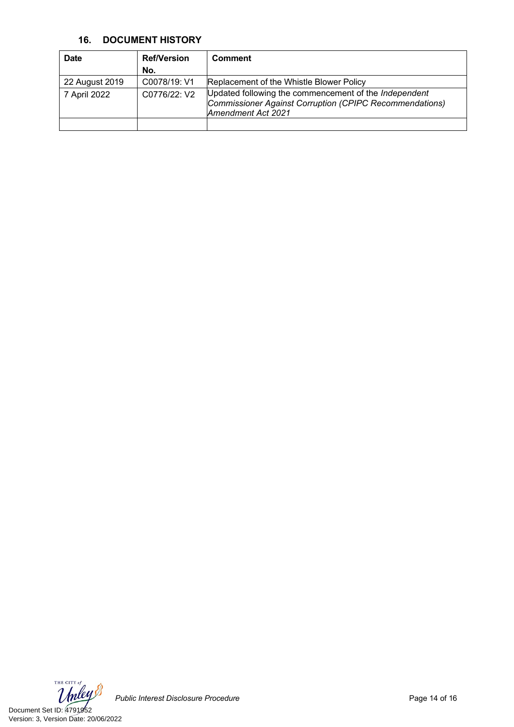## 16. DOCUMENT HISTORY

| Date | Ref/Version No. | Comment |
|---|---|---|
| 22 August 2019 | C0078/19: V1 | Replacement of the Whistle Blower Policy |
| 7 April 2022 | C0776/22: V2 | Updated following the commencement of the *Independent Commissioner Against Corruption (CPIPC Recommendations) Amendment Act 2021* |
| | | |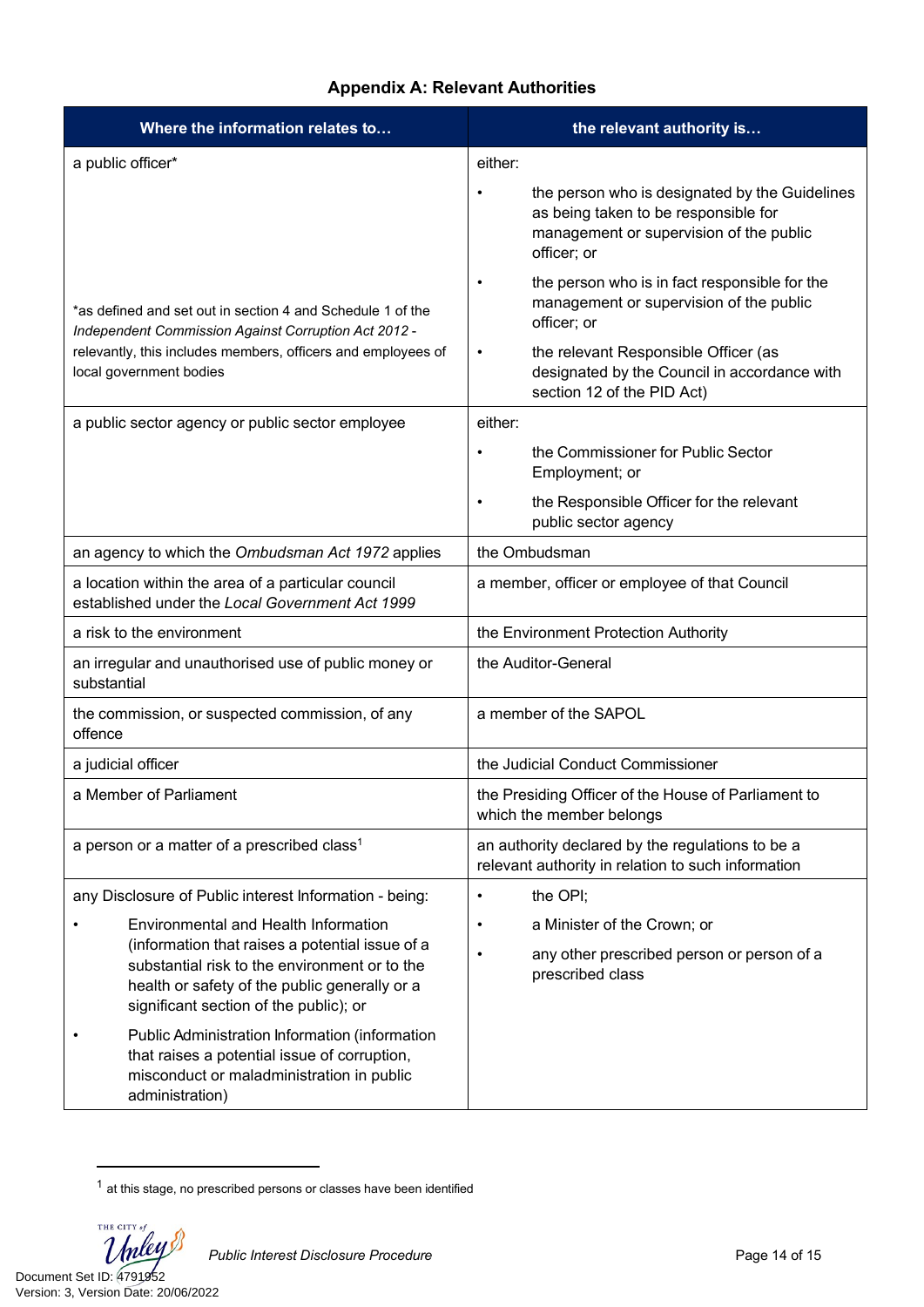**Appendix A: Relevant Authorities**

| Where the information relates to… | the relevant authority is… |
|---|---|
| a public officer*<br><br>*as defined and set out in section 4 and Schedule 1 of the *Independent Commission Against Corruption Act 2012* - relevantly, this includes members, officers and employees of local government bodies | either:<br>• the person who is designated by the Guidelines as being taken to be responsible for management or supervision of the public officer; or<br>• the person who is in fact responsible for the management or supervision of the public officer; or<br>• the relevant Responsible Officer (as designated by the Council in accordance with section 12 of the PID Act) |
| a public sector agency or public sector employee | either:<br>• the Commissioner for Public Sector Employment; or<br>• the Responsible Officer for the relevant public sector agency |
| an agency to which the *Ombudsman Act 1972* applies | the Ombudsman |
| a location within the area of a particular council established under the *Local Government Act 1999* | a member, officer or employee of that Council |
| a risk to the environment | the Environment Protection Authority |
| an irregular and unauthorised use of public money or substantial | the Auditor-General |
| the commission, or suspected commission, of any offence | a member of the SAPOL |
| a judicial officer | the Judicial Conduct Commissioner |
| a Member of Parliament | the Presiding Officer of the House of Parliament to which the member belongs |
| a person or a matter of a prescribed class[1] | an authority declared by the regulations to be a relevant authority in relation to such information |
| any Disclosure of Public interest Information - being:<br>• Environmental and Health Information (information that raises a potential issue of a substantial risk to the environment or to the health or safety of the public generally or a significant section of the public); or<br>• Public Administration Information (information that raises a potential issue of corruption, misconduct or maladministration in public administration) | • the OPI;<br>• a Minister of the Crown; or<br>• any other prescribed person or person of a prescribed class |

[1] at this stage, no prescribed persons or classes have been identified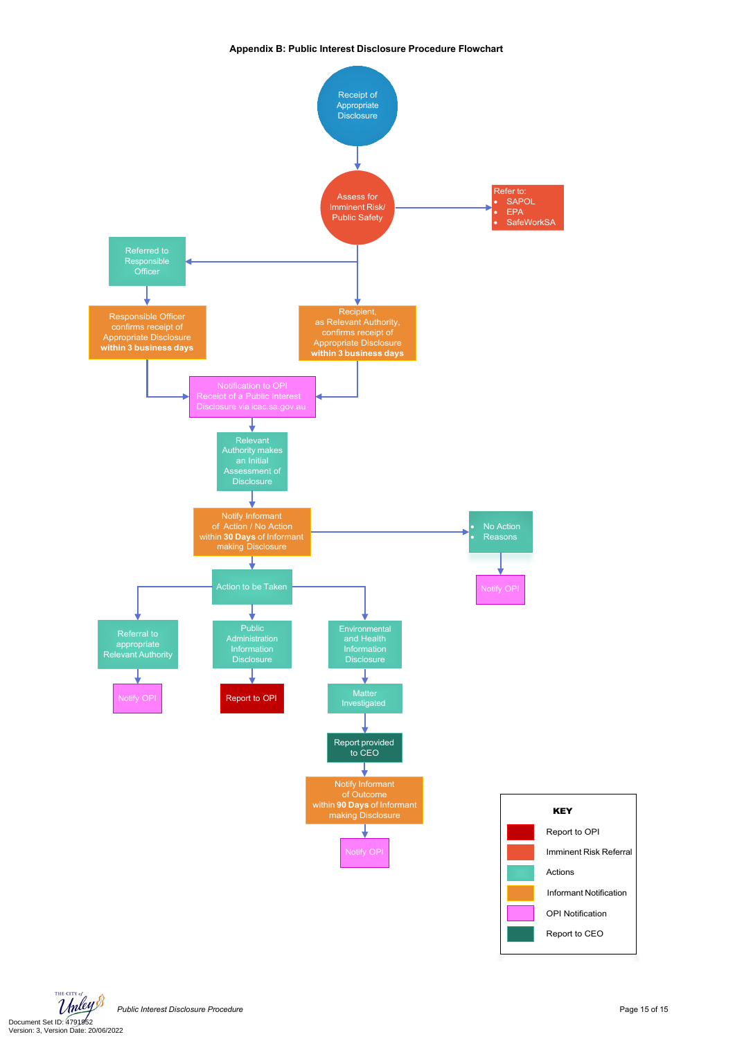**Appendix B: Public Interest Disclosure Procedure Flowchart**

Receipt of Appropriate Disclosure

Assess for Imminent Risk/ Public Safety

Refer to:
- SAPOL
- EPA
- SafeWorkSA

Referred to Responsible Officer

Responsible Officer confirms receipt of Appropriate Disclosure **within 3 business days**

Recipient, as Relevant Authority, confirms receipt of Appropriate Disclosure **within 3 business days**

Notification to OPI Receipt of a Public Interest Disclosure via icac.sa.gov.au

Relevant Authority makes an Initial Assessment of Disclosure

Notify Informant of Action / No Action within **30 Days** of Informant making Disclosure

- No Action
- Reasons

Notify OPI

Action to be Taken

Referral to appropriate Relevant Authority

Notify OPI

Public Administration Information Disclosure

Report to OPI

Environmental and Health Information Disclosure

Matter Investigated

Report provided to CEO

Notify Informant of Outcome within **90 Days** of Informant making Disclosure

Notify OPI

**KEY**

- Report to OPI
- Imminent Risk Referral
- Actions
- Informant Notification
- OPI Notification
- Report to CEO

*Public Interest Disclosure Procedure*

Document Set ID: 4791952
Version: 3, Version Date: 20/06/2022